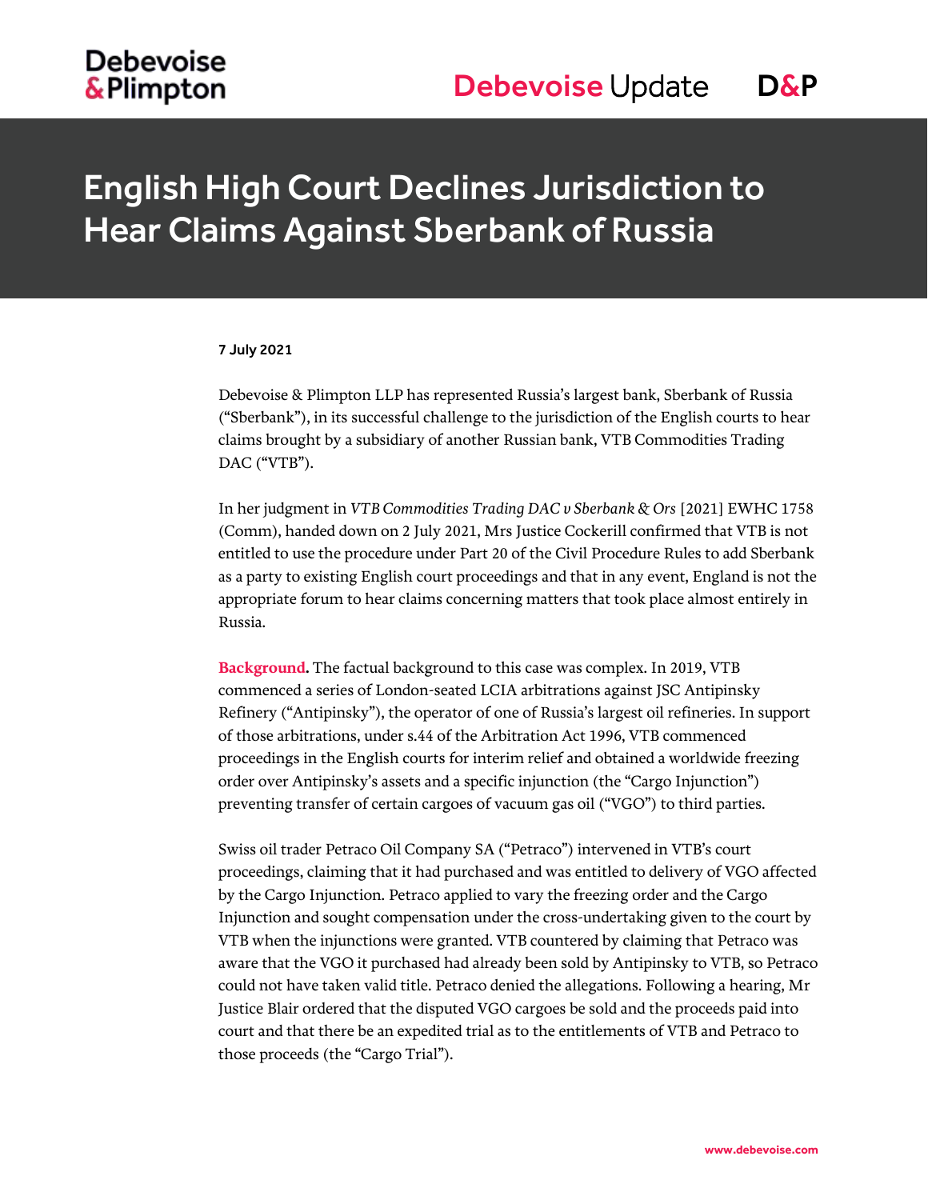# English High Court Declines Jurisdiction to Hear Claims Against Sberbank of Russia

**7 July 2021**

Debevoise & Plimpton LLP has represented Russia's largest bank, Sberbank of Russia ("Sberbank"), in its successful challenge to the jurisdiction of the English courts to hear claims brought by a subsidiary of another Russian bank, VTB Commodities Trading DAC ("VTB").

In her judgment in *VTB Commodities Trading DAC v Sberbank & Ors* [2021] EWHC 1758 (Comm), handed down on 2 July 2021, Mrs Justice Cockerill confirmed that VTB is not entitled to use the procedure under Part 20 of the Civil Procedure Rules to add Sberbank as a party to existing English court proceedings and that in any event, England is not the appropriate forum to hear claims concerning matters that took place almost entirely in Russia.

**Background.** The factual background to this case was complex. In 2019, VTB commenced a series of London-seated LCIA arbitrations against JSC Antipinsky Refinery ("Antipinsky"), the operator of one of Russia's largest oil refineries. In support of those arbitrations, under s.44 of the Arbitration Act 1996, VTB commenced proceedings in the English courts for interim relief and obtained a worldwide freezing order over Antipinsky's assets and a specific injunction (the "Cargo Injunction") preventing transfer of certain cargoes of vacuum gas oil ("VGO") to third parties.

Swiss oil trader Petraco Oil Company SA ("Petraco") intervened in VTB's court proceedings, claiming that it had purchased and was entitled to delivery of VGO affected by the Cargo Injunction. Petraco applied to vary the freezing order and the Cargo Injunction and sought compensation under the cross-undertaking given to the court by VTB when the injunctions were granted. VTB countered by claiming that Petraco was aware that the VGO it purchased had already been sold by Antipinsky to VTB, so Petraco could not have taken valid title. Petraco denied the allegations. Following a hearing, Mr Justice Blair ordered that the disputed VGO cargoes be sold and the proceeds paid into court and that there be an expedited trial as to the entitlements of VTB and Petraco to those proceeds (the "Cargo Trial").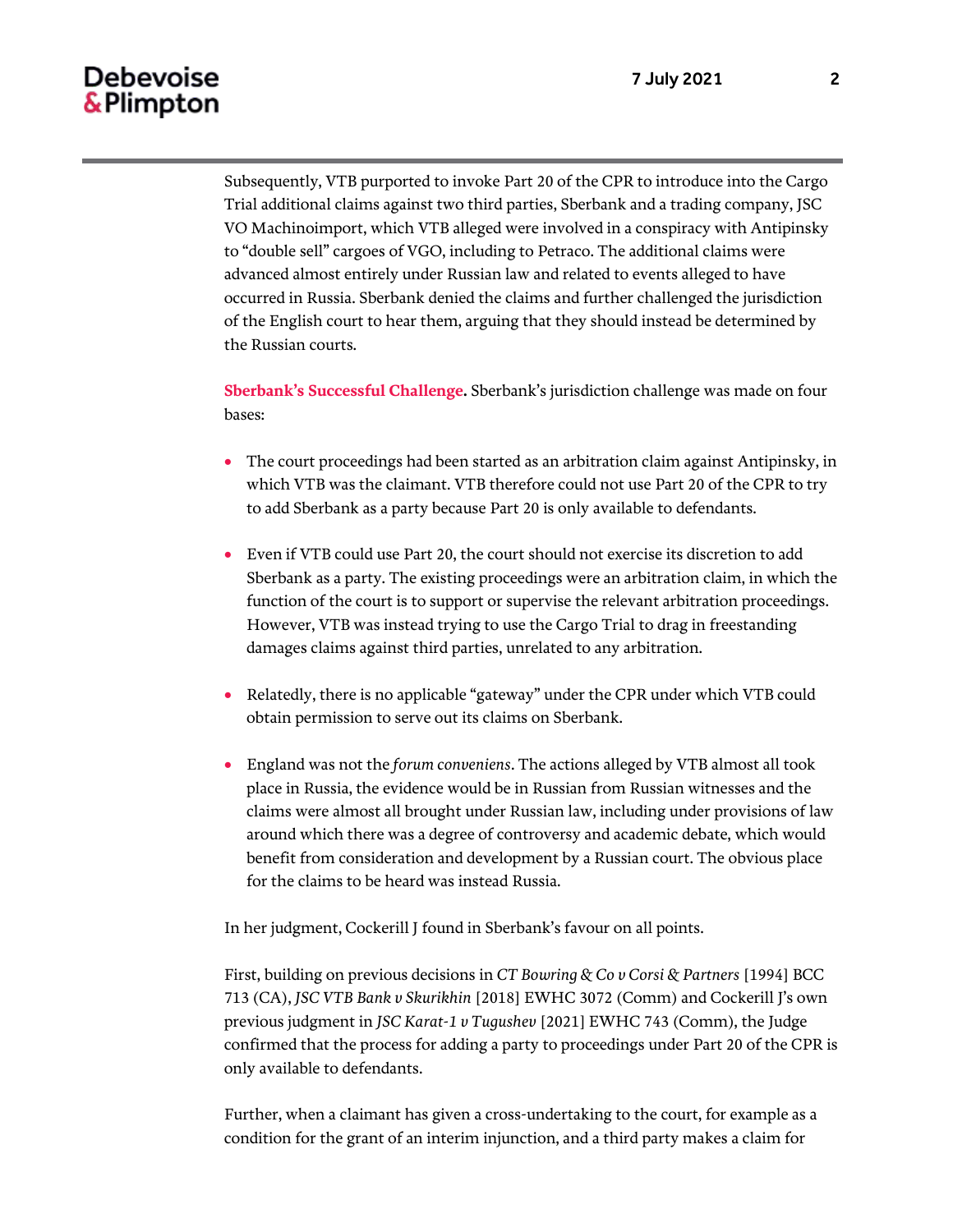Subsequently, VTB purported to invoke Part 20 of the CPR to introduce into the Cargo Trial additional claims against two third parties, Sberbank and a trading company, JSC VO Machinoimport, which VTB alleged were involved in a conspiracy with Antipinsky to "double sell" cargoes of VGO, including to Petraco. The additional claims were advanced almost entirely under Russian law and related to events alleged to have occurred in Russia. Sberbank denied the claims and further challenged the jurisdiction of the English court to hear them, arguing that they should instead be determined by the Russian courts.

**Sberbank's Successful Challenge.** Sberbank's jurisdiction challenge was made on four bases:

- The court proceedings had been started as an arbitration claim against Antipinsky, in which VTB was the claimant. VTB therefore could not use Part 20 of the CPR to try to add Sberbank as a party because Part 20 is only available to defendants.
- Even if VTB could use Part 20, the court should not exercise its discretion to add Sberbank as a party. The existing proceedings were an arbitration claim, in which the function of the court is to support or supervise the relevant arbitration proceedings. However, VTB was instead trying to use the Cargo Trial to drag in freestanding damages claims against third parties, unrelated to any arbitration.
- Relatedly, there is no applicable "gateway" under the CPR under which VTB could obtain permission to serve out its claims on Sberbank.
- England was not the *forum conveniens*. The actions alleged by VTB almost all took place in Russia, the evidence would be in Russian from Russian witnesses and the claims were almost all brought under Russian law, including under provisions of law around which there was a degree of controversy and academic debate, which would benefit from consideration and development by a Russian court. The obvious place for the claims to be heard was instead Russia.

In her judgment, Cockerill J found in Sberbank's favour on all points.

First, building on previous decisions in *CT Bowring & Co v Corsi & Partners* [1994] BCC 713 (CA), *JSC VTB Bank v Skurikhin* [2018] EWHC 3072 (Comm) and Cockerill J's own previous judgment in *JSC Karat-1 v Tugushev* [2021] EWHC 743 (Comm), the Judge confirmed that the process for adding a party to proceedings under Part 20 of the CPR is only available to defendants.

Further, when a claimant has given a cross-undertaking to the court, for example as a condition for the grant of an interim injunction, and a third party makes a claim for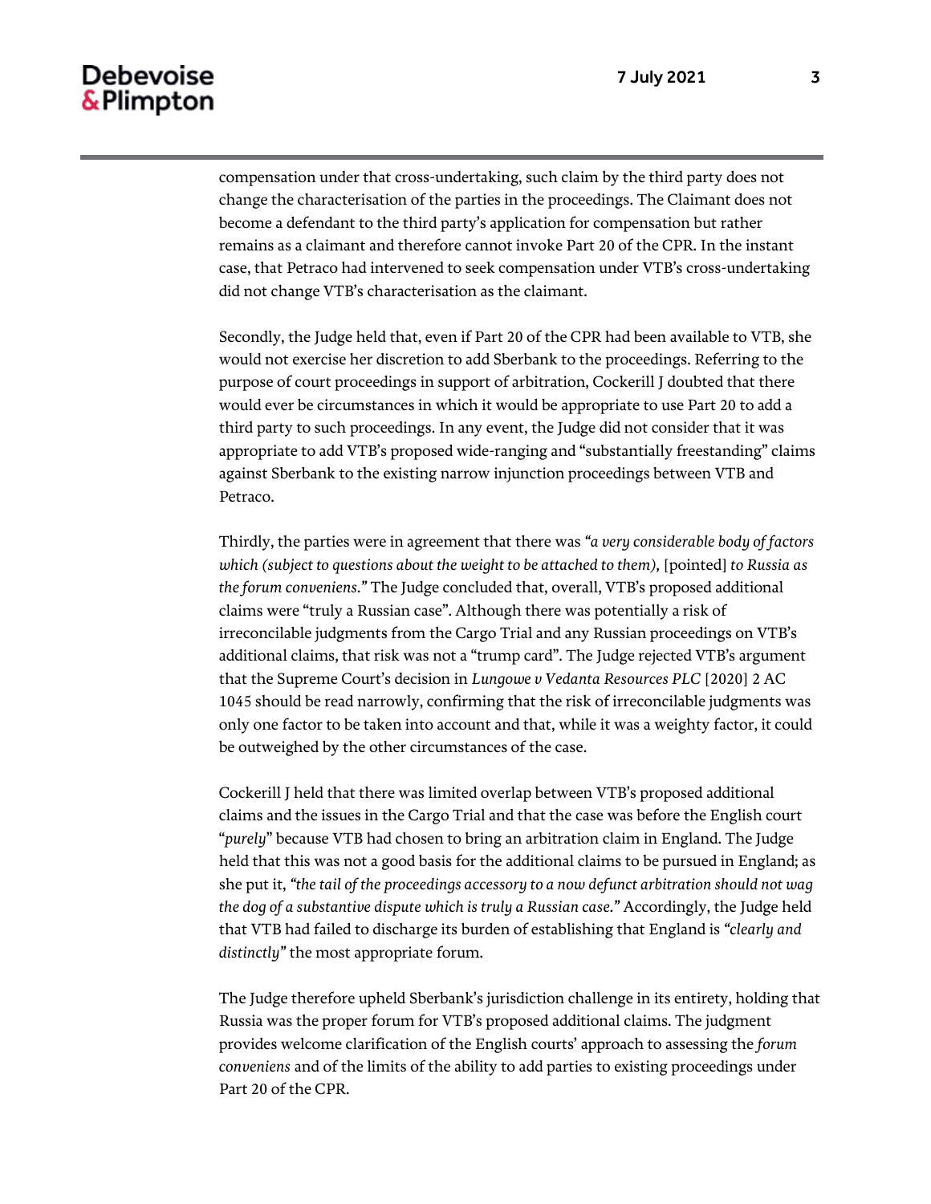compensation under that cross-undertaking, such claim by the third party does not change the characterisation of the parties in the proceedings. The Claimant does not become a defendant to the third party's application for compensation but rather remains as a claimant and therefore cannot invoke Part 20 of the CPR. In the instant case, that Petraco had intervened to seek compensation under VTB's cross-undertaking did not change VTB's characterisation as the claimant.

Secondly, the Judge held that, even if Part 20 of the CPR had been available to VTB, she would not exercise her discretion to add Sberbank to the proceedings. Referring to the purpose of court proceedings in support of arbitration, Cockerill J doubted that there would ever be circumstances in which it would be appropriate to use Part 20 to add a third party to such proceedings. In any event, the Judge did not consider that it was appropriate to add VTB's proposed wide-ranging and "substantially freestanding" claims against Sberbank to the existing narrow injunction proceedings between VTB and Petraco.

Thirdly, the parties were in agreement that there was *"a very considerable body of factors which (subject to questions about the weight to be attached to them),* [pointed] *to Russia as the forum conveniens."* The Judge concluded that, overall, VTB's proposed additional claims were "truly a Russian case". Although there was potentially a risk of irreconcilable judgments from the Cargo Trial and any Russian proceedings on VTB's additional claims, that risk was not a "trump card". The Judge rejected VTB's argument that the Supreme Court's decision in *Lungowe v Vedanta Resources PLC* [2020] 2 AC 1045 should be read narrowly, confirming that the risk of irreconcilable judgments was only one factor to be taken into account and that, while it was a weighty factor, it could be outweighed by the other circumstances of the case.

Cockerill J held that there was limited overlap between VTB's proposed additional claims and the issues in the Cargo Trial and that the case was before the English court "*purely*" because VTB had chosen to bring an arbitration claim in England. The Judge held that this was not a good basis for the additional claims to be pursued in England; as she put it, *"the tail of the proceedings accessory to a now defunct arbitration should not wag the dog of a substantive dispute which is truly a Russian case."* Accordingly, the Judge held that VTB had failed to discharge its burden of establishing that England is *"clearly and distinctly"* the most appropriate forum.

The Judge therefore upheld Sberbank's jurisdiction challenge in its entirety, holding that Russia was the proper forum for VTB's proposed additional claims. The judgment provides welcome clarification of the English courts' approach to assessing the *forum conveniens* and of the limits of the ability to add parties to existing proceedings under Part 20 of the CPR.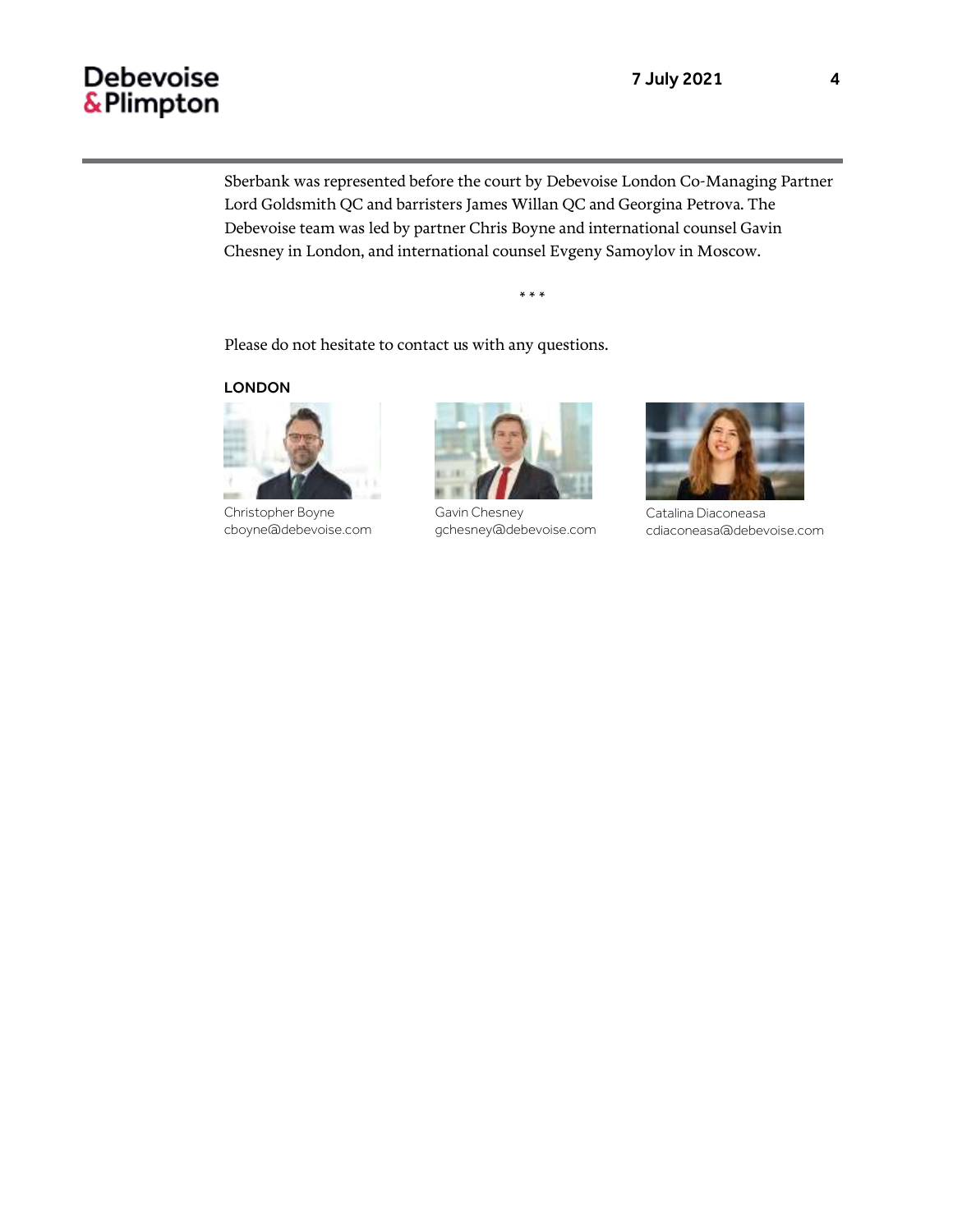Sberbank was represented before the court by Debevoise London Co-Managing Partner Lord Goldsmith QC and barristers James Willan QC and Georgina Petrova. The Debevoise team was led by partner Chris Boyne and international counsel Gavin Chesney in London, and international counsel Evgeny Samoylov in Moscow.

\* \* \*

Please do not hesitate to contact us with any questions.

**LONDON**

Christopher Boyne
cboyne@debevoise.com

Gavin Chesney
gchesney@debevoise.com

Catalina Diaconeasa
cdiaconeasa@debevoise.com